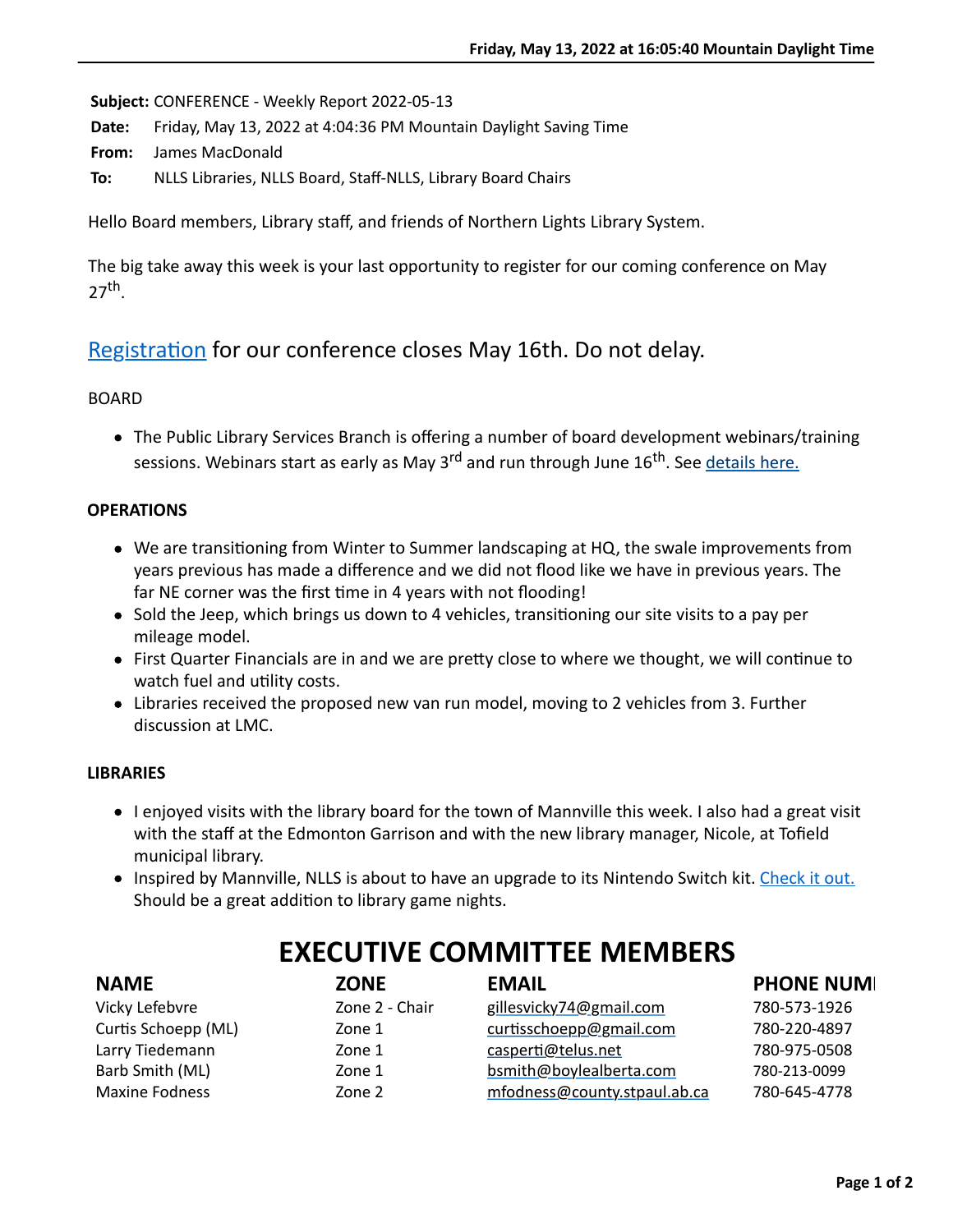**Subject:** CONFERENCE - Weekly Report 2022-05-13

**Date:** Friday, May 13, 2022 at 4:04:36 PM Mountain Daylight Saving Time

**From:** James MacDonald

**To:** NLLS Libraries, NLLS Board, Staff-NLLS, Library Board Chairs

Hello Board members, Library staff, and friends of Northern Lights Library System.

The big take away this week is your last opportunity to register for our coming conference on May 27th.

## Registration for our conference closes May 16th. Do not delay.

BOARD

- The Public Library Services Branch is offering a number of board development webinars/training sessions. Webinars start as early as May 3rd and run through June 16th. See details here.

**OPERATIONS**

- We are transitioning from Winter to Summer landscaping at HQ, the swale improvements from years previous has made a difference and we did not flood like we have in previous years. The far NE corner was the first time in 4 years with not flooding!
- Sold the Jeep, which brings us down to 4 vehicles, transitioning our site visits to a pay per mileage model.
- First Quarter Financials are in and we are pretty close to where we thought, we will continue to watch fuel and utility costs.
- Libraries received the proposed new van run model, moving to 2 vehicles from 3. Further discussion at LMC.

**LIBRARIES**

- I enjoyed visits with the library board for the town of Mannville this week. I also had a great visit with the staff at the Edmonton Garrison and with the new library manager, Nicole, at Tofield municipal library.
- Inspired by Mannville, NLLS is about to have an upgrade to its Nintendo Switch kit. Check it out. Should be a great addition to library game nights.

# EXECUTIVE COMMITTEE MEMBERS

| NAME | ZONE | EMAIL | PHONE NUMI |
|---|---|---|---|
| Vicky Lefebvre | Zone 2 - Chair | gillesvicky74@gmail.com | 780-573-1926 |
| Curtis Schoepp (ML) | Zone 1 | curtisschoepp@gmail.com | 780-220-4897 |
| Larry Tiedemann | Zone 1 | casperti@telus.net | 780-975-0508 |
| Barb Smith (ML) | Zone 1 | bsmith@boylealberta.com | 780-213-0099 |
| Maxine Fodness | Zone 2 | mfodness@county.stpaul.ab.ca | 780-645-4778 |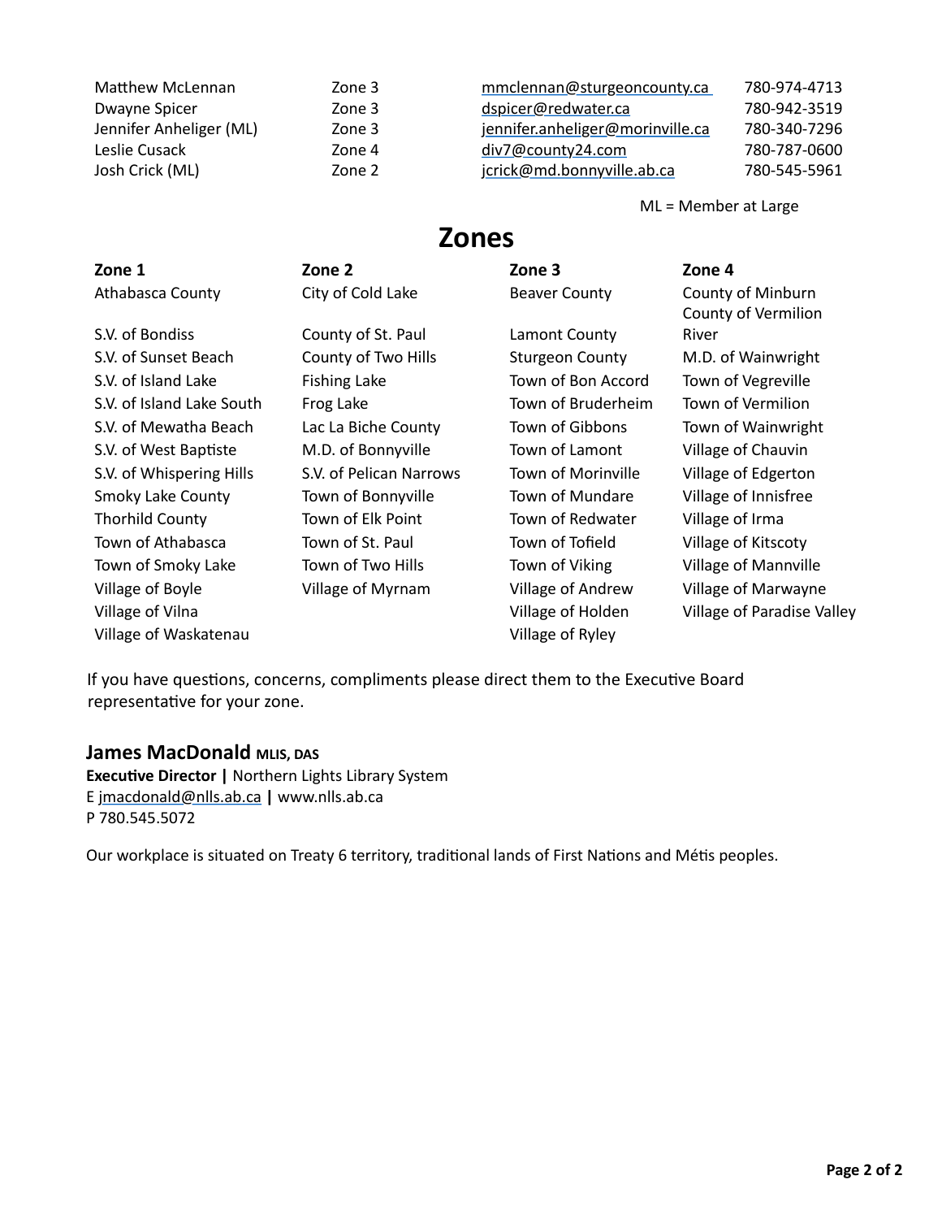| | | | |
|---|---|---|---|
| Matthew McLennan | Zone 3 | mmclennan@sturgeoncounty.ca | 780-974-4713 |
| Dwayne Spicer | Zone 3 | dspicer@redwater.ca | 780-942-3519 |
| Jennifer Anheliger (ML) | Zone 3 | jennifer.anheliger@morinville.ca | 780-340-7296 |
| Leslie Cusack | Zone 4 | div7@county24.com | 780-787-0600 |
| Josh Crick (ML) | Zone 2 | jcrick@md.bonnyville.ab.ca | 780-545-5961 |

ML = Member at Large

# Zones

| Zone 1 | Zone 2 | Zone 3 | Zone 4 |
|---|---|---|---|
| Athabasca County | City of Cold Lake | Beaver County | County of Minburn |
| S.V. of Bondiss | County of St. Paul | Lamont County | County of Vermilion River |
| S.V. of Sunset Beach | County of Two Hills | Sturgeon County | M.D. of Wainwright |
| S.V. of Island Lake | Fishing Lake | Town of Bon Accord | Town of Vegreville |
| S.V. of Island Lake South | Frog Lake | Town of Bruderheim | Town of Vermilion |
| S.V. of Mewatha Beach | Lac La Biche County | Town of Gibbons | Town of Wainwright |
| S.V. of West Baptiste | M.D. of Bonnyville | Town of Lamont | Village of Chauvin |
| S.V. of Whispering Hills | S.V. of Pelican Narrows | Town of Morinville | Village of Edgerton |
| Smoky Lake County | Town of Bonnyville | Town of Mundare | Village of Innisfree |
| Thorhild County | Town of Elk Point | Town of Redwater | Village of Irma |
| Town of Athabasca | Town of St. Paul | Town of Tofield | Village of Kitscoty |
| Town of Smoky Lake | Town of Two Hills | Town of Viking | Village of Mannville |
| Village of Boyle | Village of Myrnam | Village of Andrew | Village of Marwayne |
| Village of Vilna | | Village of Holden | Village of Paradise Valley |
| Village of Waskatenau | | Village of Ryley | |

If you have questions, concerns, compliments please direct them to the Executive Board representative for your zone.

**James MacDonald** MLIS, DAS
**Executive Director |** Northern Lights Library System
E jmacdonald@nlls.ab.ca **|** www.nlls.ab.ca
P 780.545.5072

Our workplace is situated on Treaty 6 territory, traditional lands of First Nations and Métis peoples.